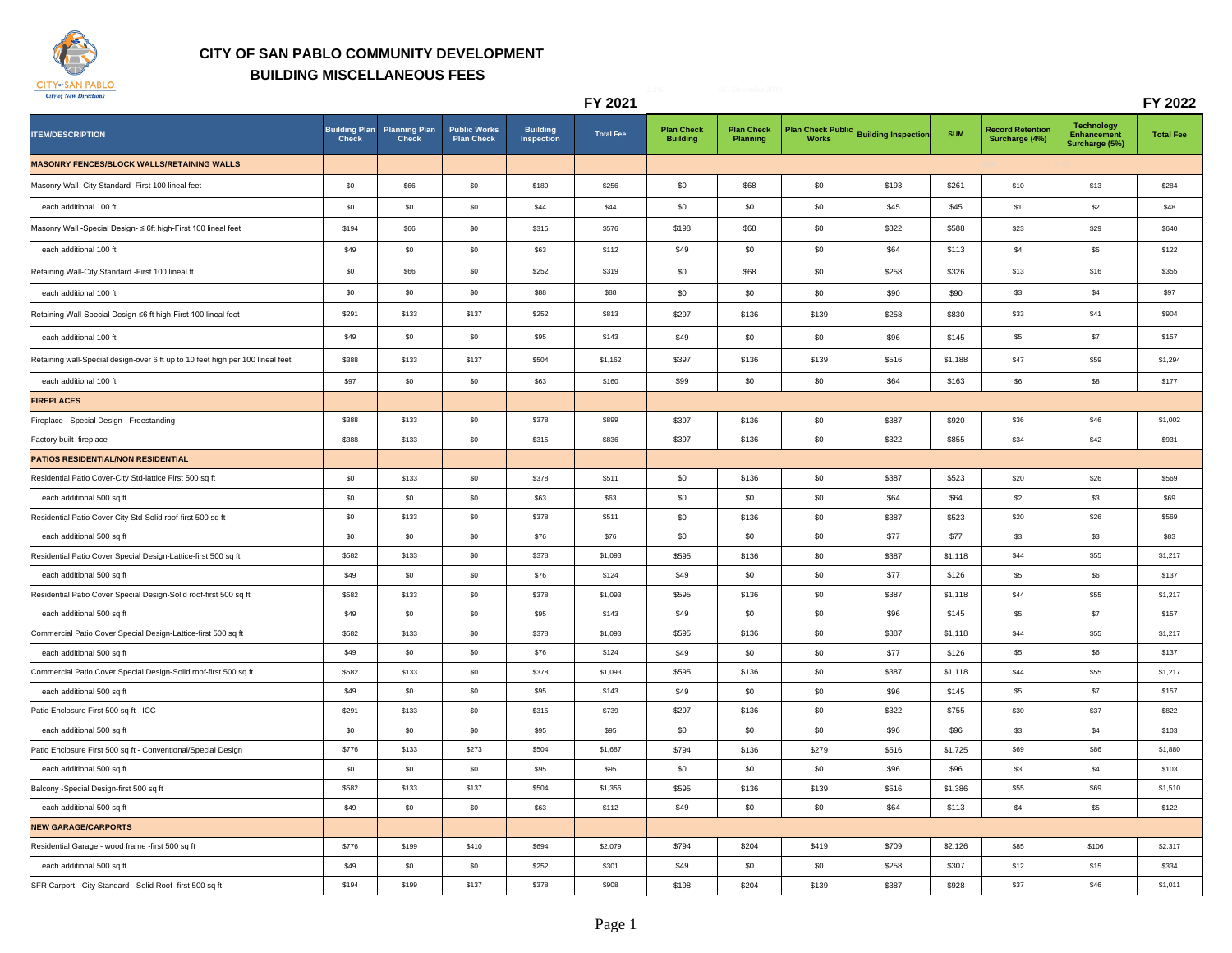# CITY OF SAN PABLO COMMUNITY DEVELOPMENT

## BUILDING MISCELLANEOUS FEES

| ITEM/DESCRIPTION | FY 2021 Building Plan Check | FY 2021 Planning Plan Check | FY 2021 Public Works Plan Check | FY 2021 Building Inspection | FY 2021 Total Fee | FY 2022 Plan Check Building | FY 2022 Plan Check Planning | FY 2022 Plan Check Public Works | FY 2022 Building Inspection | FY 2022 SUM | FY 2022 Record Retention Surcharge (4%) | FY 2022 Technology Enhancement Surcharge (5%) | FY 2022 Total Fee |
|---|---|---|---|---|---|---|---|---|---|---|---|---|---|
| **MASONRY FENCES/BLOCK WALLS/RETAINING WALLS** | | | | | | | | | | | | | |
| Masonry Wall -City Standard -First 100 lineal feet | $0 | $66 | $0 | $189 | $256 | $0 | $68 | $0 | $193 | $261 | $10 | $13 | $284 |
| each additional 100 ft | $0 | $0 | $0 | $44 | $44 | $0 | $0 | $0 | $45 | $45 | $1 | $2 | $48 |
| Masonry Wall -Special Design- ≤ 6ft high-First 100 lineal feet | $194 | $66 | $0 | $315 | $576 | $198 | $68 | $0 | $322 | $588 | $23 | $29 | $640 |
| each additional 100 ft | $49 | $0 | $0 | $63 | $112 | $49 | $0 | $0 | $64 | $113 | $4 | $5 | $122 |
| Retaining Wall-City Standard -First 100 lineal ft | $0 | $66 | $0 | $252 | $319 | $0 | $68 | $0 | $258 | $326 | $13 | $16 | $355 |
| each additional 100 ft | $0 | $0 | $0 | $88 | $88 | $0 | $0 | $0 | $90 | $90 | $3 | $4 | $97 |
| Retaining Wall-Special Design-≤6 ft high-First 100 lineal feet | $291 | $133 | $137 | $252 | $813 | $297 | $136 | $139 | $258 | $830 | $33 | $41 | $904 |
| each additional 100 ft | $49 | $0 | $0 | $95 | $143 | $49 | $0 | $0 | $96 | $145 | $5 | $7 | $157 |
| Retaining wall-Special design-over 6 ft up to 10 feet high per 100 lineal feet | $388 | $133 | $137 | $504 | $1,162 | $397 | $136 | $139 | $516 | $1,188 | $47 | $59 | $1,294 |
| each additional 100 ft | $97 | $0 | $0 | $63 | $160 | $99 | $0 | $0 | $64 | $163 | $6 | $8 | $177 |
| **FIREPLACES** | | | | | | | | | | | | | |
| Fireplace - Special Design - Freestanding | $388 | $133 | $0 | $378 | $899 | $397 | $136 | $0 | $387 | $920 | $36 | $46 | $1,002 |
| Factory built fireplace | $388 | $133 | $0 | $315 | $836 | $397 | $136 | $0 | $322 | $855 | $34 | $42 | $931 |
| **PATIOS RESIDENTIAL/NON RESIDENTIAL** | | | | | | | | | | | | | |
| Residential Patio Cover-City Std-lattice First 500 sq ft | $0 | $133 | $0 | $378 | $511 | $0 | $136 | $0 | $387 | $523 | $20 | $26 | $569 |
| each additional 500 sq ft | $0 | $0 | $0 | $63 | $63 | $0 | $0 | $0 | $64 | $64 | $2 | $3 | $69 |
| Residential Patio Cover City Std-Solid roof-first 500 sq ft | $0 | $133 | $0 | $378 | $511 | $0 | $136 | $0 | $387 | $523 | $20 | $26 | $569 |
| each additional 500 sq ft | $0 | $0 | $0 | $76 | $76 | $0 | $0 | $0 | $77 | $77 | $3 | $3 | $83 |
| Residential Patio Cover Special Design-Lattice-first 500 sq ft | $582 | $133 | $0 | $378 | $1,093 | $595 | $136 | $0 | $387 | $1,118 | $44 | $55 | $1,217 |
| each additional 500 sq ft | $49 | $0 | $0 | $76 | $124 | $49 | $0 | $0 | $77 | $126 | $5 | $6 | $137 |
| Residential Patio Cover Special Design-Solid roof-first 500 sq ft | $582 | $133 | $0 | $378 | $1,093 | $595 | $136 | $0 | $387 | $1,118 | $44 | $55 | $1,217 |
| each additional 500 sq ft | $49 | $0 | $0 | $95 | $143 | $49 | $0 | $0 | $96 | $145 | $5 | $7 | $157 |
| Commercial Patio Cover Special Design-Lattice-first 500 sq ft | $582 | $133 | $0 | $378 | $1,093 | $595 | $136 | $0 | $387 | $1,118 | $44 | $55 | $1,217 |
| each additional 500 sq ft | $49 | $0 | $0 | $76 | $124 | $49 | $0 | $0 | $77 | $126 | $5 | $6 | $137 |
| Commercial Patio Cover Special Design-Solid roof-first 500 sq ft | $582 | $133 | $0 | $378 | $1,093 | $595 | $136 | $0 | $387 | $1,118 | $44 | $55 | $1,217 |
| each additional 500 sq ft | $49 | $0 | $0 | $95 | $143 | $49 | $0 | $0 | $96 | $145 | $5 | $7 | $157 |
| Patio Enclosure First 500 sq ft - ICC | $291 | $133 | $0 | $315 | $739 | $297 | $136 | $0 | $322 | $755 | $30 | $37 | $822 |
| each additional 500 sq ft | $0 | $0 | $0 | $95 | $95 | $0 | $0 | $0 | $96 | $96 | $3 | $4 | $103 |
| Patio Enclosure First 500 sq ft - Conventional/Special Design | $776 | $133 | $273 | $504 | $1,687 | $794 | $136 | $279 | $516 | $1,725 | $69 | $86 | $1,880 |
| each additional 500 sq ft | $0 | $0 | $0 | $95 | $95 | $0 | $0 | $0 | $96 | $96 | $3 | $4 | $103 |
| Balcony -Special Design-first 500 sq ft | $582 | $133 | $137 | $504 | $1,356 | $595 | $136 | $139 | $516 | $1,386 | $55 | $69 | $1,510 |
| each additional 500 sq ft | $49 | $0 | $0 | $63 | $112 | $49 | $0 | $0 | $64 | $113 | $4 | $5 | $122 |
| **NEW GARAGE/CARPORTS** | | | | | | | | | | | | | |
| Residential Garage - wood frame -first 500 sq ft | $776 | $199 | $410 | $694 | $2,079 | $794 | $204 | $419 | $709 | $2,126 | $85 | $106 | $2,317 |
| each additional 500 sq ft | $49 | $0 | $0 | $252 | $301 | $49 | $0 | $0 | $258 | $307 | $12 | $15 | $334 |
| SFR Carport - City Standard - Solid Roof- first 500 sq ft | $194 | $199 | $137 | $378 | $908 | $198 | $204 | $139 | $387 | $928 | $37 | $46 | $1,011 |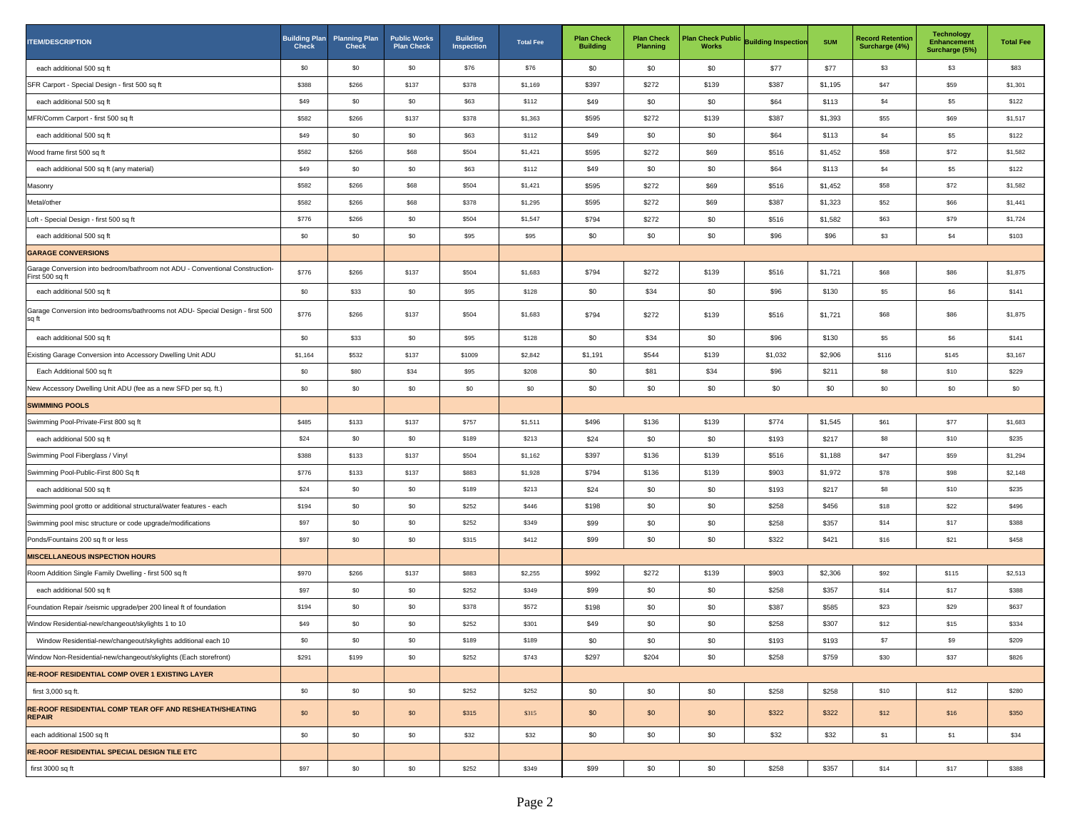| ITEM/DESCRIPTION | Building Plan Check | Planning Plan Check | Public Works Plan Check | Building Inspection | Total Fee | Plan Check Building | Plan Check Planning | Plan Check Public Works | Building Inspection | SUM | Record Retention Surcharge (4%) | Technology Enhancement Surcharge (5%) | Total Fee |
|---|---|---|---|---|---|---|---|---|---|---|---|---|---|
| each additional 500 sq ft | $0 | $0 | $0 | $76 | $76 | $0 | $0 | $0 | $77 | $77 | $3 | $3 | $83 |
| SFR Carport - Special Design - first 500 sq ft | $388 | $266 | $137 | $378 | $1,169 | $397 | $272 | $139 | $387 | $1,195 | $47 | $59 | $1,301 |
| each additional 500 sq ft | $49 | $0 | $0 | $63 | $112 | $49 | $0 | $0 | $64 | $113 | $4 | $5 | $122 |
| MFR/Comm Carport - first 500 sq ft | $582 | $266 | $137 | $378 | $1,363 | $595 | $272 | $139 | $387 | $1,393 | $55 | $69 | $1,517 |
| each additional 500 sq ft | $49 | $0 | $0 | $63 | $112 | $49 | $0 | $0 | $64 | $113 | $4 | $5 | $122 |
| Wood frame first 500 sq ft | $582 | $266 | $68 | $504 | $1,421 | $595 | $272 | $69 | $516 | $1,452 | $58 | $72 | $1,582 |
| each additional 500 sq ft (any material) | $49 | $0 | $0 | $63 | $112 | $49 | $0 | $0 | $64 | $113 | $4 | $5 | $122 |
| Masonry | $582 | $266 | $68 | $504 | $1,421 | $595 | $272 | $69 | $516 | $1,452 | $58 | $72 | $1,582 |
| Metal/other | $582 | $266 | $68 | $378 | $1,295 | $595 | $272 | $69 | $387 | $1,323 | $52 | $66 | $1,441 |
| Loft - Special Design - first 500 sq ft | $776 | $266 | $0 | $504 | $1,547 | $794 | $272 | $0 | $516 | $1,582 | $63 | $79 | $1,724 |
| each additional 500 sq ft | $0 | $0 | $0 | $95 | $95 | $0 | $0 | $0 | $96 | $96 | $3 | $4 | $103 |
| **GARAGE CONVERSIONS** | | | | | | | | | | | | | |
| Garage Conversion into bedroom/bathroom not ADU - Conventional Construction-First 500 sq ft | $776 | $266 | $137 | $504 | $1,683 | $794 | $272 | $139 | $516 | $1,721 | $68 | $86 | $1,875 |
| each additional 500 sq ft | $0 | $33 | $0 | $95 | $128 | $0 | $34 | $0 | $96 | $130 | $5 | $6 | $141 |
| Garage Conversion into bedrooms/bathrooms not ADU- Special Design - first 500 sq ft | $776 | $266 | $137 | $504 | $1,683 | $794 | $272 | $139 | $516 | $1,721 | $68 | $86 | $1,875 |
| each additional 500 sq ft | $0 | $33 | $0 | $95 | $128 | $0 | $34 | $0 | $96 | $130 | $5 | $6 | $141 |
| Existing Garage Conversion into Accessory Dwelling Unit ADU | $1,164 | $532 | $137 | $1009 | $2,842 | $1,191 | $544 | $139 | $1,032 | $2,906 | $116 | $145 | $3,167 |
| Each Additional 500 sq ft | $0 | $80 | $34 | $95 | $208 | $0 | $81 | $34 | $96 | $211 | $8 | $10 | $229 |
| New Accessory Dwelling Unit ADU (fee as a new SFD per sq. ft.) | $0 | $0 | $0 | $0 | $0 | $0 | $0 | $0 | $0 | $0 | $0 | $0 | $0 |
| **SWIMMING POOLS** | | | | | | | | | | | | | |
| Swimming Pool-Private-First 800 sq ft | $485 | $133 | $137 | $757 | $1,511 | $496 | $136 | $139 | $774 | $1,545 | $61 | $77 | $1,683 |
| each additional 500 sq ft | $24 | $0 | $0 | $189 | $213 | $24 | $0 | $0 | $193 | $217 | $8 | $10 | $235 |
| Swimming Pool Fiberglass / Vinyl | $388 | $133 | $137 | $504 | $1,162 | $397 | $136 | $139 | $516 | $1,188 | $47 | $59 | $1,294 |
| Swimming Pool-Public-First 800 Sq ft | $776 | $133 | $137 | $883 | $1,928 | $794 | $136 | $139 | $903 | $1,972 | $78 | $98 | $2,148 |
| each additional 500 sq ft | $24 | $0 | $0 | $189 | $213 | $24 | $0 | $0 | $193 | $217 | $8 | $10 | $235 |
| Swimming pool grotto or additional structural/water features - each | $194 | $0 | $0 | $252 | $446 | $198 | $0 | $0 | $258 | $456 | $18 | $22 | $496 |
| Swimming pool misc structure or code upgrade/modifications | $97 | $0 | $0 | $252 | $349 | $99 | $0 | $0 | $258 | $357 | $14 | $17 | $388 |
| Ponds/Fountains 200 sq ft or less | $97 | $0 | $0 | $315 | $412 | $99 | $0 | $0 | $322 | $421 | $16 | $21 | $458 |
| **MISCELLANEOUS INSPECTION HOURS** | | | | | | | | | | | | | |
| Room Addition Single Family Dwelling - first 500 sq ft | $970 | $266 | $137 | $883 | $2,255 | $992 | $272 | $139 | $903 | $2,306 | $92 | $115 | $2,513 |
| each additional 500 sq ft | $97 | $0 | $0 | $252 | $349 | $99 | $0 | $0 | $258 | $357 | $14 | $17 | $388 |
| Foundation Repair /seismic upgrade/per 200 lineal ft of foundation | $194 | $0 | $0 | $378 | $572 | $198 | $0 | $0 | $387 | $585 | $23 | $29 | $637 |
| Window Residential-new/changeout/skylights 1 to 10 | $49 | $0 | $0 | $252 | $301 | $49 | $0 | $0 | $258 | $307 | $12 | $15 | $334 |
| Window Residential-new/changeout/skylights additional each 10 | $0 | $0 | $0 | $189 | $189 | $0 | $0 | $0 | $193 | $193 | $7 | $9 | $209 |
| Window Non-Residential-new/changeout/skylights (Each storefront) | $291 | $199 | $0 | $252 | $743 | $297 | $204 | $0 | $258 | $759 | $30 | $37 | $826 |
| **RE-ROOF RESIDENTIAL COMP OVER 1 EXISTING LAYER** | | | | | | | | | | | | | |
| first 3,000 sq ft. | $0 | $0 | $0 | $252 | $252 | $0 | $0 | $0 | $258 | $258 | $10 | $12 | $280 |
| **RE-ROOF RESIDENTIAL COMP TEAR OFF AND RESHEATH/SHEATING REPAIR** | $0 | $0 | $0 | $315 | $315 | $0 | $0 | $0 | $322 | $322 | $12 | $16 | $350 |
| each additional 1500 sq ft | $0 | $0 | $0 | $32 | $32 | $0 | $0 | $0 | $32 | $32 | $1 | $1 | $34 |
| **RE-ROOF RESIDENTIAL SPECIAL DESIGN TILE ETC** | | | | | | | | | | | | | |
| first 3000 sq ft | $97 | $0 | $0 | $252 | $349 | $99 | $0 | $0 | $258 | $357 | $14 | $17 | $388 |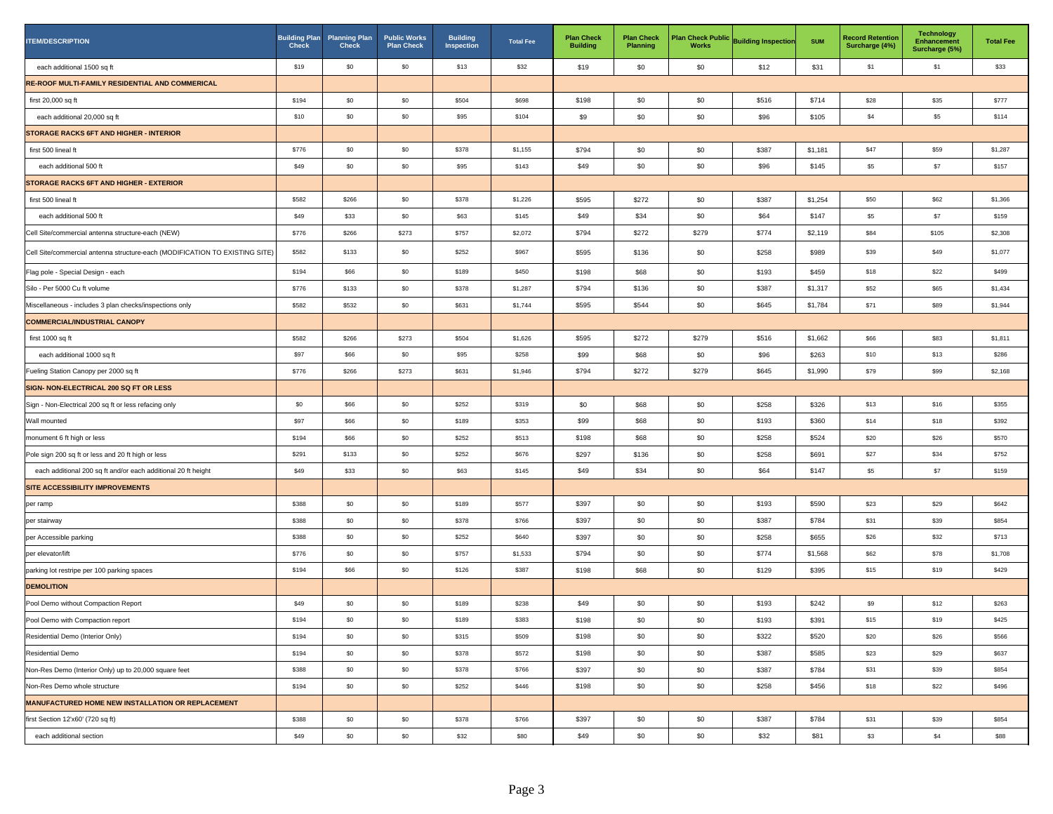| ITEM/DESCRIPTION | Building Plan Check | Planning Plan Check | Public Works Plan Check | Building Inspection | Total Fee | Plan Check Building | Plan Check Planning | Plan Check Public Works | Building Inspection | SUM | Record Retention Surcharge (4%) | Technology Enhancement Surcharge (5%) | Total Fee |
|---|---|---|---|---|---|---|---|---|---|---|---|---|---|
| each additional 1500 sq ft | $19 | $0 | $0 | $13 | $32 | $19 | $0 | $0 | $12 | $31 | $1 | $1 | $33 |
| **RE-ROOF MULTI-FAMILY RESIDENTIAL AND COMMERICAL** | | | | | | | | | | | | | |
| first 20,000 sq ft | $194 | $0 | $0 | $504 | $698 | $198 | $0 | $0 | $516 | $714 | $28 | $35 | $777 |
| each additional 20,000 sq ft | $10 | $0 | $0 | $95 | $104 | $9 | $0 | $0 | $96 | $105 | $4 | $5 | $114 |
| **STORAGE RACKS 6FT AND HIGHER - INTERIOR** | | | | | | | | | | | | | |
| first 500 lineal ft | $776 | $0 | $0 | $378 | $1,155 | $794 | $0 | $0 | $387 | $1,181 | $47 | $59 | $1,287 |
| each additional 500 ft | $49 | $0 | $0 | $95 | $143 | $49 | $0 | $0 | $96 | $145 | $5 | $7 | $157 |
| **STORAGE RACKS 6FT AND HIGHER - EXTERIOR** | | | | | | | | | | | | | |
| first 500 lineal ft | $582 | $266 | $0 | $378 | $1,226 | $595 | $272 | $0 | $387 | $1,254 | $50 | $62 | $1,366 |
| each additional 500 ft | $49 | $33 | $0 | $63 | $145 | $49 | $34 | $0 | $64 | $147 | $5 | $7 | $159 |
| Cell Site/commercial antenna structure-each (NEW) | $776 | $266 | $273 | $757 | $2,072 | $794 | $272 | $279 | $774 | $2,119 | $84 | $105 | $2,308 |
| Cell Site/commercial antenna structure-each (MODIFICATION TO EXISTING SITE) | $582 | $133 | $0 | $252 | $967 | $595 | $136 | $0 | $258 | $989 | $39 | $49 | $1,077 |
| Flag pole - Special Design - each | $194 | $66 | $0 | $189 | $450 | $198 | $68 | $0 | $193 | $459 | $18 | $22 | $499 |
| Silo - Per 5000 Cu ft volume | $776 | $133 | $0 | $378 | $1,287 | $794 | $136 | $0 | $387 | $1,317 | $52 | $65 | $1,434 |
| Miscellaneous - includes 3 plan checks/inspections only | $582 | $532 | $0 | $631 | $1,744 | $595 | $544 | $0 | $645 | $1,784 | $71 | $89 | $1,944 |
| **COMMERCIAL/INDUSTRIAL CANOPY** | | | | | | | | | | | | | |
| first 1000 sq ft | $582 | $266 | $273 | $504 | $1,626 | $595 | $272 | $279 | $516 | $1,662 | $66 | $83 | $1,811 |
| each additional 1000 sq ft | $97 | $66 | $0 | $95 | $258 | $99 | $68 | $0 | $96 | $263 | $10 | $13 | $286 |
| Fueling Station Canopy per 2000 sq ft | $776 | $266 | $273 | $631 | $1,946 | $794 | $272 | $279 | $645 | $1,990 | $79 | $99 | $2,168 |
| **SIGN- NON-ELECTRICAL 200 SQ FT OR LESS** | | | | | | | | | | | | | |
| Sign - Non-Electrical 200 sq ft or less refacing only | $0 | $66 | $0 | $252 | $319 | $0 | $68 | $0 | $258 | $326 | $13 | $16 | $355 |
| Wall mounted | $97 | $66 | $0 | $189 | $353 | $99 | $68 | $0 | $193 | $360 | $14 | $18 | $392 |
| monument 6 ft high or less | $194 | $66 | $0 | $252 | $513 | $198 | $68 | $0 | $258 | $524 | $20 | $26 | $570 |
| Pole sign 200 sq ft or less and 20 ft high or less | $291 | $133 | $0 | $252 | $676 | $297 | $136 | $0 | $258 | $691 | $27 | $34 | $752 |
| each additional 200 sq ft and/or each additional 20 ft height | $49 | $33 | $0 | $63 | $145 | $49 | $34 | $0 | $64 | $147 | $5 | $7 | $159 |
| **SITE ACCESSIBILITY IMPROVEMENTS** | | | | | | | | | | | | | |
| per ramp | $388 | $0 | $0 | $189 | $577 | $397 | $0 | $0 | $193 | $590 | $23 | $29 | $642 |
| per stairway | $388 | $0 | $0 | $378 | $766 | $397 | $0 | $0 | $387 | $784 | $31 | $39 | $854 |
| per Accessible parking | $388 | $0 | $0 | $252 | $640 | $397 | $0 | $0 | $258 | $655 | $26 | $32 | $713 |
| per elevator/lift | $776 | $0 | $0 | $757 | $1,533 | $794 | $0 | $0 | $774 | $1,568 | $62 | $78 | $1,708 |
| parking lot restripe per 100 parking spaces | $194 | $66 | $0 | $126 | $387 | $198 | $68 | $0 | $129 | $395 | $15 | $19 | $429 |
| **DEMOLITION** | | | | | | | | | | | | | |
| Pool Demo without Compaction Report | $49 | $0 | $0 | $189 | $238 | $49 | $0 | $0 | $193 | $242 | $9 | $12 | $263 |
| Pool Demo with Compaction report | $194 | $0 | $0 | $189 | $383 | $198 | $0 | $0 | $193 | $391 | $15 | $19 | $425 |
| Residential Demo (Interior Only) | $194 | $0 | $0 | $315 | $509 | $198 | $0 | $0 | $322 | $520 | $20 | $26 | $566 |
| Residential Demo | $194 | $0 | $0 | $378 | $572 | $198 | $0 | $0 | $387 | $585 | $23 | $29 | $637 |
| Non-Res Demo (Interior Only) up to 20,000 square feet | $388 | $0 | $0 | $378 | $766 | $397 | $0 | $0 | $387 | $784 | $31 | $39 | $854 |
| Non-Res Demo whole structure | $194 | $0 | $0 | $252 | $446 | $198 | $0 | $0 | $258 | $456 | $18 | $22 | $496 |
| **MANUFACTURED HOME NEW INSTALLATION OR REPLACEMENT** | | | | | | | | | | | | | |
| first Section 12'x60' (720 sq ft) | $388 | $0 | $0 | $378 | $766 | $397 | $0 | $0 | $387 | $784 | $31 | $39 | $854 |
| each additional section | $49 | $0 | $0 | $32 | $80 | $49 | $0 | $0 | $32 | $81 | $3 | $4 | $88 |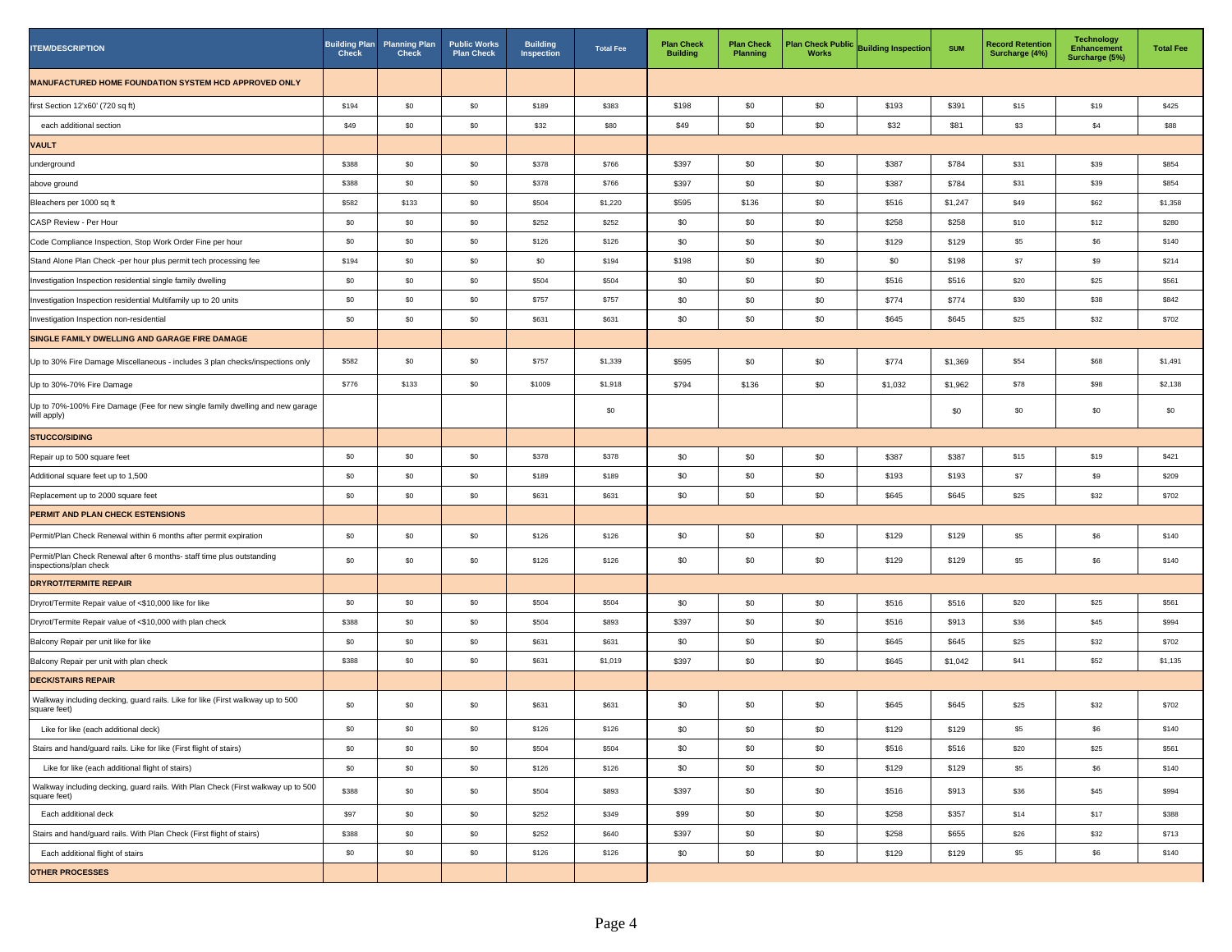| ITEM/DESCRIPTION | Building Plan Check | Planning Plan Check | Public Works Plan Check | Building Inspection | Total Fee | Plan Check Building | Plan Check Planning | Plan Check Public Works | Building Inspection | SUM | Record Retention Surcharge (4%) | Technology Enhancement Surcharge (5%) | Total Fee |
|---|---|---|---|---|---|---|---|---|---|---|---|---|---|
| **MANUFACTURED HOME FOUNDATION SYSTEM HCD APPROVED ONLY** | | | | | | | | | | | | | |
| first Section 12'x60' (720 sq ft) | $194 | $0 | $0 | $189 | $383 | $198 | $0 | $0 | $193 | $391 | $15 | $19 | $425 |
| each additional section | $49 | $0 | $0 | $32 | $80 | $49 | $0 | $0 | $32 | $81 | $3 | $4 | $88 |
| **VAULT** | | | | | | | | | | | | | |
| underground | $388 | $0 | $0 | $378 | $766 | $397 | $0 | $0 | $387 | $784 | $31 | $39 | $854 |
| above ground | $388 | $0 | $0 | $378 | $766 | $397 | $0 | $0 | $387 | $784 | $31 | $39 | $854 |
| Bleachers per 1000 sq ft | $582 | $133 | $0 | $504 | $1,220 | $595 | $136 | $0 | $516 | $1,247 | $49 | $62 | $1,358 |
| CASP Review - Per Hour | $0 | $0 | $0 | $252 | $252 | $0 | $0 | $0 | $258 | $258 | $10 | $12 | $280 |
| Code Compliance Inspection, Stop Work Order Fine per hour | $0 | $0 | $0 | $126 | $126 | $0 | $0 | $0 | $129 | $129 | $5 | $6 | $140 |
| Stand Alone Plan Check -per hour plus permit tech processing fee | $194 | $0 | $0 | $0 | $194 | $198 | $0 | $0 | $0 | $198 | $7 | $9 | $214 |
| Investigation Inspection residential single family dwelling | $0 | $0 | $0 | $504 | $504 | $0 | $0 | $0 | $516 | $516 | $20 | $25 | $561 |
| Investigation Inspection residential Multifamily up to 20 units | $0 | $0 | $0 | $757 | $757 | $0 | $0 | $0 | $774 | $774 | $30 | $38 | $842 |
| Investigation Inspection non-residential | $0 | $0 | $0 | $631 | $631 | $0 | $0 | $0 | $645 | $645 | $25 | $32 | $702 |
| **SINGLE FAMILY DWELLING AND GARAGE FIRE DAMAGE** | | | | | | | | | | | | | |
| Up to 30% Fire Damage Miscellaneous - includes 3 plan checks/inspections only | $582 | $0 | $0 | $757 | $1,339 | $595 | $0 | $0 | $774 | $1,369 | $54 | $68 | $1,491 |
| Up to 30%-70% Fire Damage | $776 | $133 | $0 | $1009 | $1,918 | $794 | $136 | $0 | $1,032 | $1,962 | $78 | $98 | $2,138 |
| Up to 70%-100% Fire Damage (Fee for new single family dwelling and new garage will apply) | | | | | $0 | | | | | $0 | $0 | $0 | $0 |
| **STUCCO/SIDING** | | | | | | | | | | | | | |
| Repair up to 500 square feet | $0 | $0 | $0 | $378 | $378 | $0 | $0 | $0 | $387 | $387 | $15 | $19 | $421 |
| Additional square feet up to 1,500 | $0 | $0 | $0 | $189 | $189 | $0 | $0 | $0 | $193 | $193 | $7 | $9 | $209 |
| Replacement up to 2000 square feet | $0 | $0 | $0 | $631 | $631 | $0 | $0 | $0 | $645 | $645 | $25 | $32 | $702 |
| **PERMIT AND PLAN CHECK ESTENSIONS** | | | | | | | | | | | | | |
| Permit/Plan Check Renewal within 6 months after permit expiration | $0 | $0 | $0 | $126 | $126 | $0 | $0 | $0 | $129 | $129 | $5 | $6 | $140 |
| Permit/Plan Check Renewal after 6 months- staff time plus outstanding inspections/plan check | $0 | $0 | $0 | $126 | $126 | $0 | $0 | $0 | $129 | $129 | $5 | $6 | $140 |
| **DRYROT/TERMITE REPAIR** | | | | | | | | | | | | | |
| Dryrot/Termite Repair value of <$10,000 like for like | $0 | $0 | $0 | $504 | $504 | $0 | $0 | $0 | $516 | $516 | $20 | $25 | $561 |
| Dryrot/Termite Repair value of <$10,000 with plan check | $388 | $0 | $0 | $504 | $893 | $397 | $0 | $0 | $516 | $913 | $36 | $45 | $994 |
| Balcony Repair per unit like for like | $0 | $0 | $0 | $631 | $631 | $0 | $0 | $0 | $645 | $645 | $25 | $32 | $702 |
| Balcony Repair per unit with plan check | $388 | $0 | $0 | $631 | $1,019 | $397 | $0 | $0 | $645 | $1,042 | $41 | $52 | $1,135 |
| **DECK/STAIRS REPAIR** | | | | | | | | | | | | | |
| Walkway including decking, guard rails. Like for like (First walkway up to 500 square feet) | $0 | $0 | $0 | $631 | $631 | $0 | $0 | $0 | $645 | $645 | $25 | $32 | $702 |
| Like for like (each additional deck) | $0 | $0 | $0 | $126 | $126 | $0 | $0 | $0 | $129 | $129 | $5 | $6 | $140 |
| Stairs and hand/guard rails. Like for like (First flight of stairs) | $0 | $0 | $0 | $504 | $504 | $0 | $0 | $0 | $516 | $516 | $20 | $25 | $561 |
| Like for like (each additional flight of stairs) | $0 | $0 | $0 | $126 | $126 | $0 | $0 | $0 | $129 | $129 | $5 | $6 | $140 |
| Walkway including decking, guard rails. With Plan Check (First walkway up to 500 square feet) | $388 | $0 | $0 | $504 | $893 | $397 | $0 | $0 | $516 | $913 | $36 | $45 | $994 |
| Each additional deck | $97 | $0 | $0 | $252 | $349 | $99 | $0 | $0 | $258 | $357 | $14 | $17 | $388 |
| Stairs and hand/guard rails. With Plan Check (First flight of stairs) | $388 | $0 | $0 | $252 | $640 | $397 | $0 | $0 | $258 | $655 | $26 | $32 | $713 |
| Each additional flight of stairs | $0 | $0 | $0 | $126 | $126 | $0 | $0 | $0 | $129 | $129 | $5 | $6 | $140 |
| **OTHER PROCESSES** | | | | | | | | | | | | | |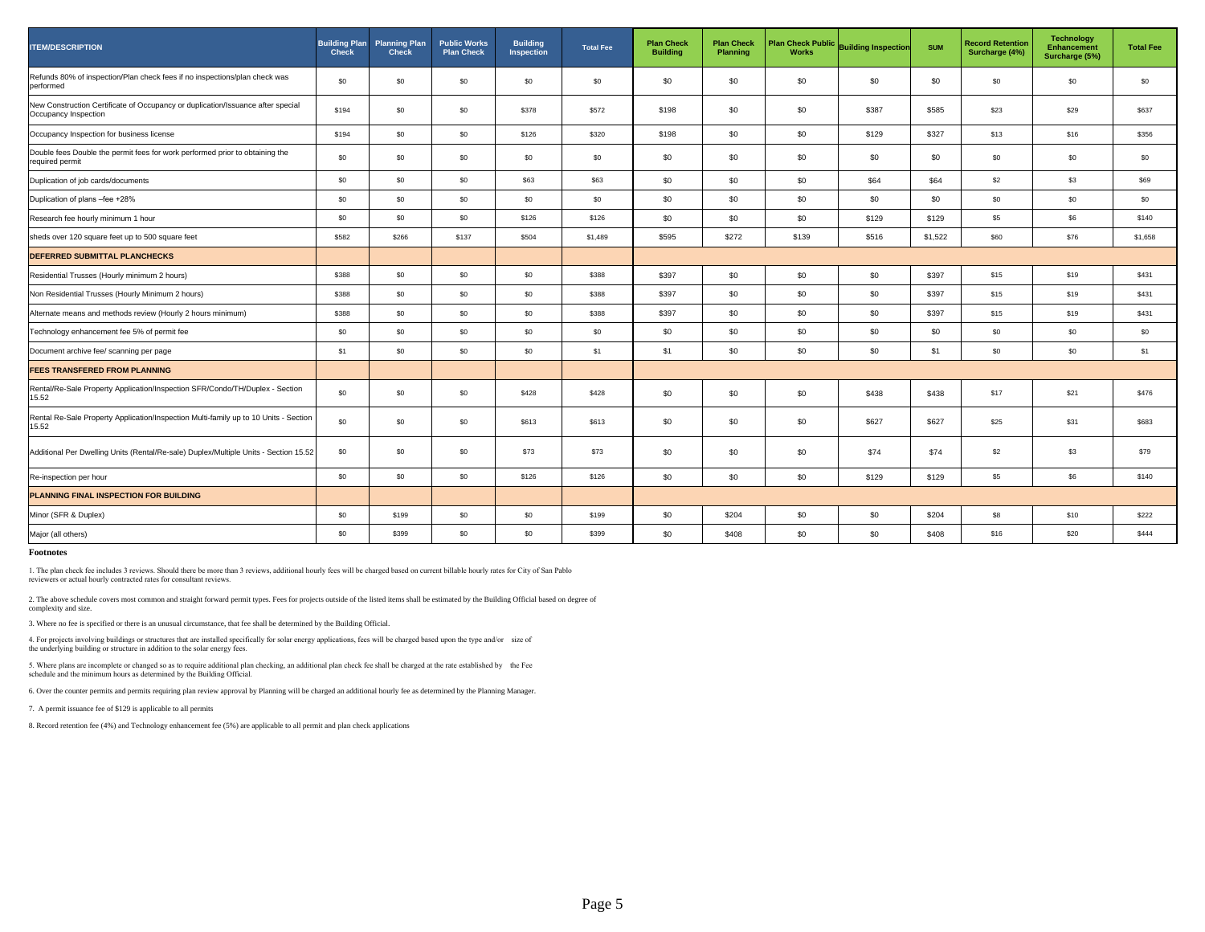| ITEM/DESCRIPTION | Building Plan Check | Planning Plan Check | Public Works Plan Check | Building Inspection | Total Fee | Plan Check Building | Plan Check Planning | Plan Check Public Works | Building Inspection | SUM | Record Retention Surcharge (4%) | Technology Enhancement Surcharge (5%) | Total Fee |
|---|---|---|---|---|---|---|---|---|---|---|---|---|---|
| Refunds 80% of inspection/Plan check fees if no inspections/plan check was performed | $0 | $0 | $0 | $0 | $0 | $0 | $0 | $0 | $0 | $0 | $0 | $0 | $0 |
| New Construction Certificate of Occupancy or duplication/Issuance after special Occupancy Inspection | $194 | $0 | $0 | $378 | $572 | $198 | $0 | $0 | $387 | $585 | $23 | $29 | $637 |
| Occupancy Inspection for business license | $194 | $0 | $0 | $126 | $320 | $198 | $0 | $0 | $129 | $327 | $13 | $16 | $356 |
| Double fees Double the permit fees for work performed prior to obtaining the required permit | $0 | $0 | $0 | $0 | $0 | $0 | $0 | $0 | $0 | $0 | $0 | $0 | $0 |
| Duplication of job cards/documents | $0 | $0 | $0 | $63 | $63 | $0 | $0 | $0 | $64 | $64 | $2 | $3 | $69 |
| Duplication of plans –fee +28% | $0 | $0 | $0 | $0 | $0 | $0 | $0 | $0 | $0 | $0 | $0 | $0 | $0 |
| Research fee hourly minimum 1 hour | $0 | $0 | $0 | $126 | $126 | $0 | $0 | $0 | $129 | $129 | $5 | $6 | $140 |
| sheds over 120 square feet up to 500 square feet | $582 | $266 | $137 | $504 | $1,489 | $595 | $272 | $139 | $516 | $1,522 | $60 | $76 | $1,658 |
| **DEFERRED SUBMITTAL PLANCHECKS** | | | | | | | | | | | | | |
| Residential Trusses (Hourly minimum 2 hours) | $388 | $0 | $0 | $0 | $388 | $397 | $0 | $0 | $0 | $397 | $15 | $19 | $431 |
| Non Residential Trusses (Hourly Minimum 2 hours) | $388 | $0 | $0 | $0 | $388 | $397 | $0 | $0 | $0 | $397 | $15 | $19 | $431 |
| Alternate means and methods review (Hourly 2 hours minimum) | $388 | $0 | $0 | $0 | $388 | $397 | $0 | $0 | $0 | $397 | $15 | $19 | $431 |
| Technology enhancement fee 5% of permit fee | $0 | $0 | $0 | $0 | $0 | $0 | $0 | $0 | $0 | $0 | $0 | $0 | $0 |
| Document archive fee/ scanning per page | $1 | $0 | $0 | $0 | $1 | $1 | $0 | $0 | $0 | $1 | $0 | $0 | $1 |
| **FEES TRANSFERED FROM PLANNING** | | | | | | | | | | | | | |
| Rental/Re-Sale Property Application/Inspection SFR/Condo/TH/Duplex - Section 15.52 | $0 | $0 | $0 | $428 | $428 | $0 | $0 | $0 | $438 | $438 | $17 | $21 | $476 |
| Rental Re-Sale Property Application/Inspection Multi-family up to 10 Units - Section 15.52 | $0 | $0 | $0 | $613 | $613 | $0 | $0 | $0 | $627 | $627 | $25 | $31 | $683 |
| Additional Per Dwelling Units (Rental/Re-sale) Duplex/Multiple Units - Section 15.52 | $0 | $0 | $0 | $73 | $73 | $0 | $0 | $0 | $74 | $74 | $2 | $3 | $79 |
| Re-inspection per hour | $0 | $0 | $0 | $126 | $126 | $0 | $0 | $0 | $129 | $129 | $5 | $6 | $140 |
| **PLANNING FINAL INSPECTION FOR BUILDING** | | | | | | | | | | | | | |
| Minor (SFR & Duplex) | $0 | $199 | $0 | $0 | $199 | $0 | $204 | $0 | $0 | $204 | $8 | $10 | $222 |
| Major (all others) | $0 | $399 | $0 | $0 | $399 | $0 | $408 | $0 | $0 | $408 | $16 | $20 | $444 |

**Footnotes**

1. The plan check fee includes 3 reviews. Should there be more than 3 reviews, additional hourly fees will be charged based on current billable hourly rates for City of San Pablo reviewers or actual hourly contracted rates for consultant reviews.

2. The above schedule covers most common and straight forward permit types. Fees for projects outside of the listed items shall be estimated by the Building Official based on degree of complexity and size.

3. Where no fee is specified or there is an unusual circumstance, that fee shall be determined by the Building Official.

4. For projects involving buildings or structures that are installed specifically for solar energy applications, fees will be charged based upon the type and/or size of the underlying building or structure in addition to the solar energy fees.

5. Where plans are incomplete or changed so as to require additional plan checking, an additional plan check fee shall be charged at the rate established by the Fee schedule and the minimum hours as determined by the Building Official.

6. Over the counter permits and permits requiring plan review approval by Planning will be charged an additional hourly fee as determined by the Planning Manager.

7. A permit issuance fee of $129 is applicable to all permits

8. Record retention fee (4%) and Technology enhancement fee (5%) are applicable to all permit and plan check applications